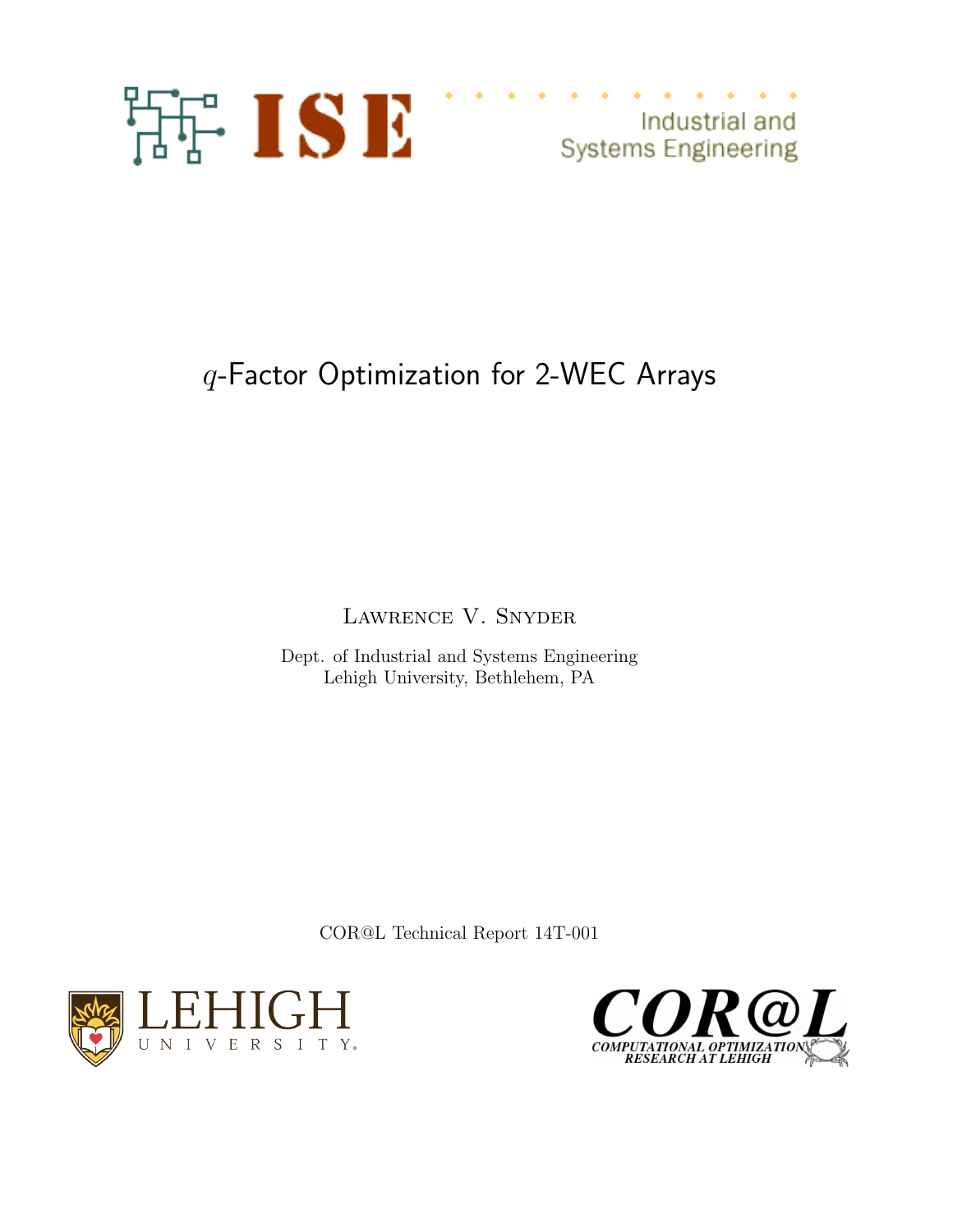ISE Industrial and Systems Engineering

# $q$-Factor Optimization for 2-WEC Arrays

Lawrence V. Snyder

Dept. of Industrial and Systems Engineering
Lehigh University, Bethlehem, PA

COR@L Technical Report 14T-001

LEHIGH UNIVERSITY

COR@L COMPUTATIONAL OPTIMIZATION RESEARCH AT LEHIGH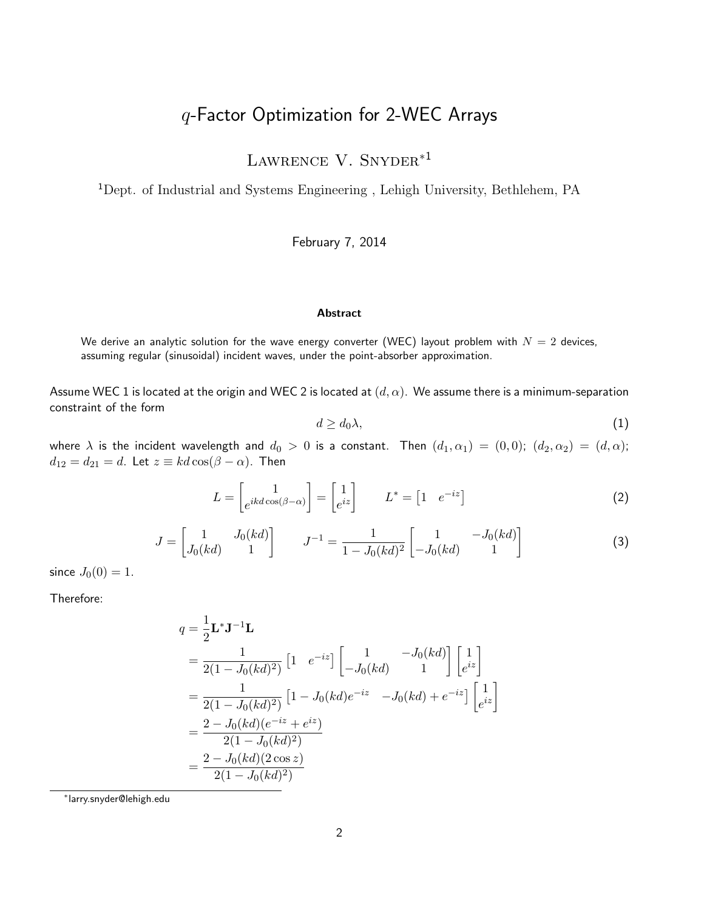# $q$-Factor Optimization for 2-WEC Arrays

Lawrence V. Snyder*[1]

[1]Dept. of Industrial and Systems Engineering , Lehigh University, Bethlehem, PA

February 7, 2014

### Abstract

We derive an analytic solution for the wave energy converter (WEC) layout problem with $N = 2$ devices, assuming regular (sinusoidal) incident waves, under the point-absorber approximation.

Assume WEC 1 is located at the origin and WEC 2 is located at $(d, \alpha)$. We assume there is a minimum-separation constraint of the form

$$d \geq d_0 \lambda, \tag{1}$$

where $\lambda$ is the incident wavelength and $d_0 > 0$ is a constant. Then $(d_1, \alpha_1) = (0, 0)$; $(d_2, \alpha_2) = (d, \alpha)$; $d_{12} = d_{21} = d$. Let $z \equiv kd \cos(\beta - \alpha)$. Then

$$L = \begin{bmatrix} 1 \\ e^{ikd\cos(\beta-\alpha)} \end{bmatrix} = \begin{bmatrix} 1 \\ e^{iz} \end{bmatrix} \qquad L^* = \begin{bmatrix} 1 & e^{-iz} \end{bmatrix} \tag{2}$$

$$J = \begin{bmatrix} 1 & J_0(kd) \\ J_0(kd) & 1 \end{bmatrix} \qquad J^{-1} = \frac{1}{1 - J_0(kd)^2} \begin{bmatrix} 1 & -J_0(kd) \\ -J_0(kd) & 1 \end{bmatrix} \tag{3}$$

since $J_0(0) = 1$.

Therefore:

$$\begin{aligned}
q &= \frac{1}{2}\mathbf{L}^*\mathbf{J}^{-1}\mathbf{L} \\
&= \frac{1}{2(1 - J_0(kd)^2)} \begin{bmatrix} 1 & e^{-iz} \end{bmatrix} \begin{bmatrix} 1 & -J_0(kd) \\ -J_0(kd) & 1 \end{bmatrix} \begin{bmatrix} 1 \\ e^{iz} \end{bmatrix} \\
&= \frac{1}{2(1 - J_0(kd)^2)} \begin{bmatrix} 1 - J_0(kd)e^{-iz} & -J_0(kd) + e^{-iz} \end{bmatrix} \begin{bmatrix} 1 \\ e^{iz} \end{bmatrix} \\
&= \frac{2 - J_0(kd)(e^{-iz} + e^{iz})}{2(1 - J_0(kd)^2)} \\
&= \frac{2 - J_0(kd)(2\cos z)}{2(1 - J_0(kd)^2)}
\end{aligned}$$

*larry.snyder@lehigh.edu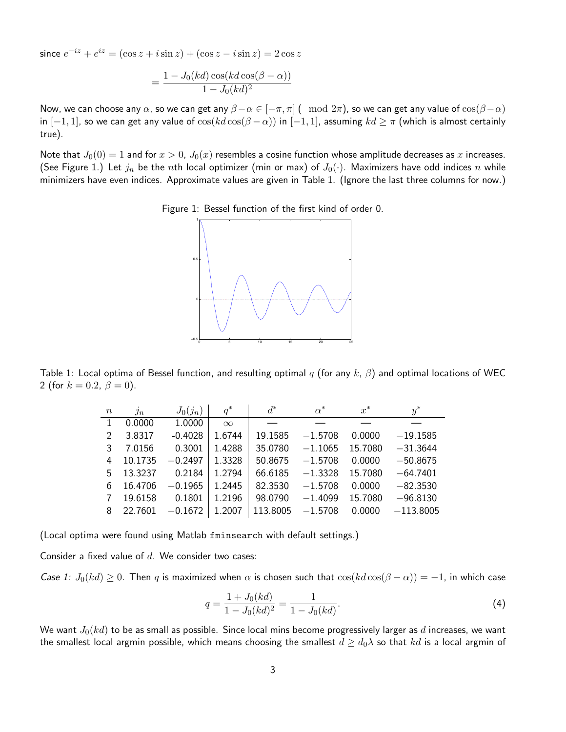since $e^{-iz} + e^{iz} = (\cos z + i \sin z) + (\cos z - i \sin z) = 2\cos z$

$$= \frac{1 - J_0(kd)\cos(kd\cos(\beta - \alpha))}{1 - J_0(kd)^2}$$

Now, we can choose any $\alpha$, so we can get any $\beta - \alpha \in [-\pi, \pi]$ ( $\mod 2\pi$), so we can get any value of $\cos(\beta - \alpha)$ in $[-1, 1]$, so we can get any value of $\cos(kd\cos(\beta - \alpha))$ in $[-1, 1]$, assuming $kd \geq \pi$ (which is almost certainly true).

Note that $J_0(0) = 1$ and for $x > 0$, $J_0(x)$ resembles a cosine function whose amplitude decreases as $x$ increases. (See Figure 1.) Let $j_n$ be the $n$th local optimizer (min or max) of $J_0(\cdot)$. Maximizers have odd indices $n$ while minimizers have even indices. Approximate values are given in Table 1. (Ignore the last three columns for now.)

Figure 1: Bessel function of the first kind of order 0.

Table 1: Local optima of Bessel function, and resulting optimal $q$ (for any $k$, $\beta$) and optimal locations of WEC 2 (for $k = 0.2$, $\beta = 0$).

| $n$ | $j_n$ | $J_0(j_n)$ | $q^*$ | $d^*$ | $\alpha^*$ | $x^*$ | $y^*$ |
|---|---|---|---|---|---|---|---|
| 1 | 0.0000 | 1.0000 | $\infty$ | — | — | — | — |
| 2 | 3.8317 | -0.4028 | 1.6744 | 19.1585 | −1.5708 | 0.0000 | −19.1585 |
| 3 | 7.0156 | 0.3001 | 1.4288 | 35.0780 | −1.1065 | 15.7080 | −31.3644 |
| 4 | 10.1735 | −0.2497 | 1.3328 | 50.8675 | −1.5708 | 0.0000 | −50.8675 |
| 5 | 13.3237 | 0.2184 | 1.2794 | 66.6185 | −1.3328 | 15.7080 | −64.7401 |
| 6 | 16.4706 | −0.1965 | 1.2445 | 82.3530 | −1.5708 | 0.0000 | −82.3530 |
| 7 | 19.6158 | 0.1801 | 1.2196 | 98.0790 | −1.4099 | 15.7080 | −96.8130 |
| 8 | 22.7601 | −0.1672 | 1.2007 | 113.8005 | −1.5708 | 0.0000 | −113.8005 |

(Local optima were found using Matlab `fminsearch` with default settings.)

Consider a fixed value of $d$. We consider two cases:

*Case 1:* $J_0(kd) \geq 0$. Then $q$ is maximized when $\alpha$ is chosen such that $\cos(kd\cos(\beta - \alpha)) = -1$, in which case

$$q = \frac{1 + J_0(kd)}{1 - J_0(kd)^2} = \frac{1}{1 - J_0(kd)}. \tag{4}$$

We want $J_0(kd)$ to be as small as possible. Since local mins become progressively larger as $d$ increases, we want the smallest local argmin possible, which means choosing the smallest $d \geq d_0\lambda$ so that $kd$ is a local argmin of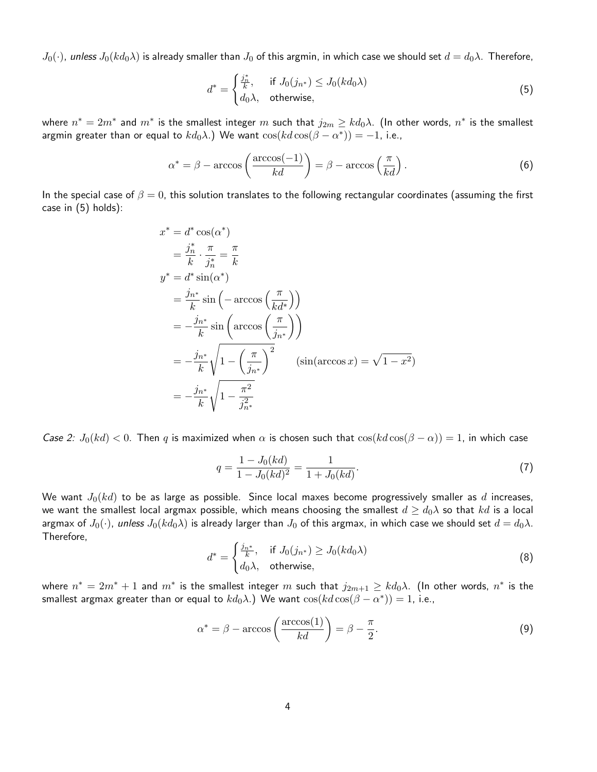$J_0(\cdot)$, *unless* $J_0(kd_0\lambda)$ is already smaller than $J_0$ of this argmin, in which case we should set $d = d_0\lambda$. Therefore,

$$d^* = \begin{cases} \frac{j_n^*}{k}, & \text{if } J_0(j_{n^*}) \leq J_0(kd_0\lambda) \\ d_0\lambda, & \text{otherwise,} \end{cases} \tag{5}$$

where $n^* = 2m^*$ and $m^*$ is the smallest integer $m$ such that $j_{2m} \geq kd_0\lambda$. (In other words, $n^*$ is the smallest argmin greater than or equal to $kd_0\lambda$.) We want $\cos(kd\cos(\beta - \alpha^*)) = -1$, i.e.,

$$\alpha^* = \beta - \arccos\left(\frac{\arccos(-1)}{kd}\right) = \beta - \arccos\left(\frac{\pi}{kd}\right). \tag{6}$$

In the special case of $\beta = 0$, this solution translates to the following rectangular coordinates (assuming the first case in (5) holds):

$$\begin{aligned}
x^* &= d^*\cos(\alpha^*) \\
&= \frac{j_n^*}{k} \cdot \frac{\pi}{j_n^*} = \frac{\pi}{k} \\
y^* &= d^*\sin(\alpha^*) \\
&= \frac{j_{n^*}}{k}\sin\left(-\arccos\left(\frac{\pi}{kd^*}\right)\right) \\
&= -\frac{j_{n^*}}{k}\sin\left(\arccos\left(\frac{\pi}{j_{n^*}}\right)\right) \\
&= -\frac{j_{n^*}}{k}\sqrt{1 - \left(\frac{\pi}{j_{n^*}}\right)^2} \qquad (\sin(\arccos x) = \sqrt{1-x^2}) \\
&= -\frac{j_{n^*}}{k}\sqrt{1 - \frac{\pi^2}{j_{n^*}^2}}
\end{aligned}$$

*Case 2:* $J_0(kd) < 0$. Then $q$ is maximized when $\alpha$ is chosen such that $\cos(kd\cos(\beta - \alpha)) = 1$, in which case

$$q = \frac{1 - J_0(kd)}{1 - J_0(kd)^2} = \frac{1}{1 + J_0(kd)}. \tag{7}$$

We want $J_0(kd)$ to be as large as possible. Since local maxes become progressively smaller as $d$ increases, we want the smallest local argmax possible, which means choosing the smallest $d \geq d_0\lambda$ so that $kd$ is a local argmax of $J_0(\cdot)$, *unless* $J_0(kd_0\lambda)$ is already larger than $J_0$ of this argmax, in which case we should set $d = d_0\lambda$. Therefore,

$$d^* = \begin{cases} \frac{j_{n^*}}{k}, & \text{if } J_0(j_{n^*}) \geq J_0(kd_0\lambda) \\ d_0\lambda, & \text{otherwise,} \end{cases} \tag{8}$$

where $n^* = 2m^* + 1$ and $m^*$ is the smallest integer $m$ such that $j_{2m+1} \geq kd_0\lambda$. (In other words, $n^*$ is the smallest argmax greater than or equal to $kd_0\lambda$.) We want $\cos(kd\cos(\beta - \alpha^*)) = 1$, i.e.,

$$\alpha^* = \beta - \arccos\left(\frac{\arccos(1)}{kd}\right) = \beta - \frac{\pi}{2}. \tag{9}$$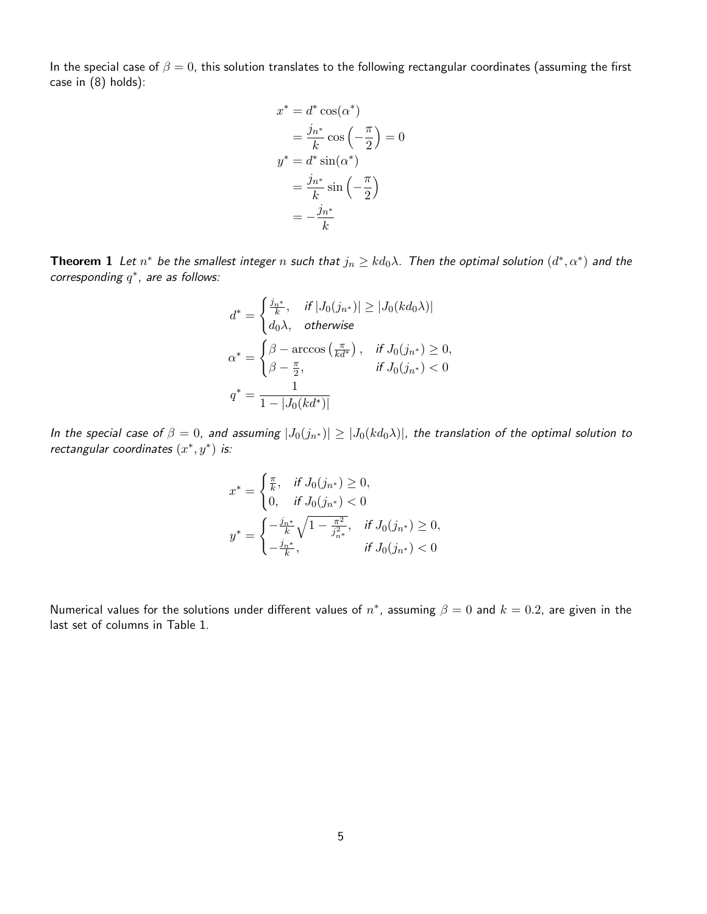In the special case of $\beta = 0$, this solution translates to the following rectangular coordinates (assuming the first case in (8) holds):

$$
\begin{aligned}
x^* &= d^* \cos(\alpha^*) \\
&= \frac{j_{n^*}}{k} \cos\left(-\frac{\pi}{2}\right) = 0 \\
y^* &= d^* \sin(\alpha^*) \\
&= \frac{j_{n^*}}{k} \sin\left(-\frac{\pi}{2}\right) \\
&= -\frac{j_{n^*}}{k}
\end{aligned}
$$

**Theorem 1** *Let $n^*$ be the smallest integer $n$ such that $j_n \geq k d_0 \lambda$. Then the optimal solution $(d^*, \alpha^*)$ and the corresponding $q^*$, are as follows:*

$$
d^* = \begin{cases} \frac{j_{n^*}}{k}, & \text{if } |J_0(j_{n^*})| \geq |J_0(k d_0 \lambda)| \\ d_0 \lambda, & \text{otherwise} \end{cases}
$$

$$
\alpha^* = \begin{cases} \beta - \arccos\left(\frac{\pi}{k d^*}\right), & \text{if } J_0(j_{n^*}) \geq 0, \\ \beta - \frac{\pi}{2}, & \text{if } J_0(j_{n^*}) < 0 \end{cases}
$$

$$
q^* = \frac{1}{1 - |J_0(k d^*)|}
$$

*In the special case of $\beta = 0$, and assuming $|J_0(j_{n^*})| \geq |J_0(k d_0 \lambda)|$, the translation of the optimal solution to rectangular coordinates $(x^*, y^*)$ is:*

$$
x^* = \begin{cases} \frac{\pi}{k}, & \text{if } J_0(j_{n^*}) \geq 0, \\ 0, & \text{if } J_0(j_{n^*}) < 0 \end{cases}
$$

$$
y^* = \begin{cases} -\frac{j_{n^*}}{k}\sqrt{1 - \frac{\pi^2}{j_{n^*}^2}}, & \text{if } J_0(j_{n^*}) \geq 0, \\ -\frac{j_{n^*}}{k}, & \text{if } J_0(j_{n^*}) < 0 \end{cases}
$$

Numerical values for the solutions under different values of $n^*$, assuming $\beta = 0$ and $k = 0.2$, are given in the last set of columns in Table 1.